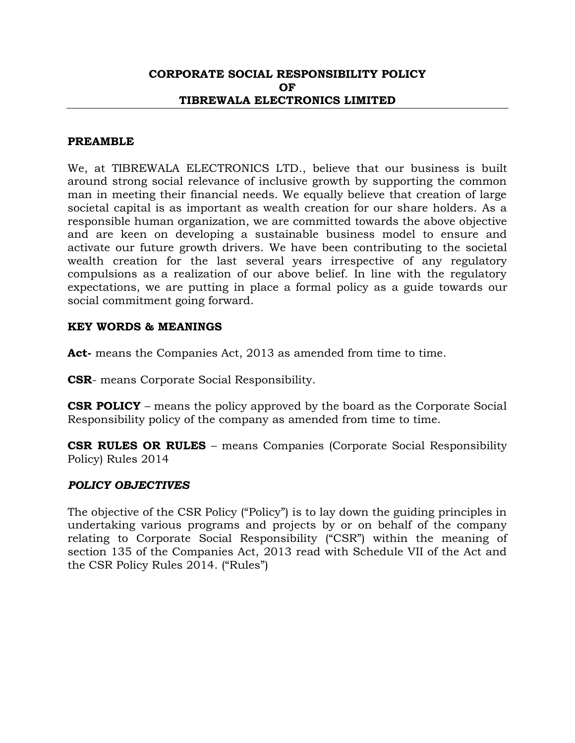# CORPORATE SOCIAL RESPONSIBILITY POLICY
# OF
# TIBREWALA ELECTRONICS LIMITED

## PREAMBLE

We, at TIBREWALA ELECTRONICS LTD., believe that our business is built around strong social relevance of inclusive growth by supporting the common man in meeting their financial needs. We equally believe that creation of large societal capital is as important as wealth creation for our share holders. As a responsible human organization, we are committed towards the above objective and are keen on developing a sustainable business model to ensure and activate our future growth drivers. We have been contributing to the societal wealth creation for the last several years irrespective of any regulatory compulsions as a realization of our above belief. In line with the regulatory expectations, we are putting in place a formal policy as a guide towards our social commitment going forward.

## KEY WORDS & MEANINGS

**Act-** means the Companies Act, 2013 as amended from time to time.

**CSR**- means Corporate Social Responsibility.

**CSR POLICY** – means the policy approved by the board as the Corporate Social Responsibility policy of the company as amended from time to time.

**CSR RULES OR RULES** – means Companies (Corporate Social Responsibility Policy) Rules 2014

## *POLICY OBJECTIVES*

The objective of the CSR Policy ("Policy") is to lay down the guiding principles in undertaking various programs and projects by or on behalf of the company relating to Corporate Social Responsibility ("CSR") within the meaning of section 135 of the Companies Act, 2013 read with Schedule VII of the Act and the CSR Policy Rules 2014. ("Rules")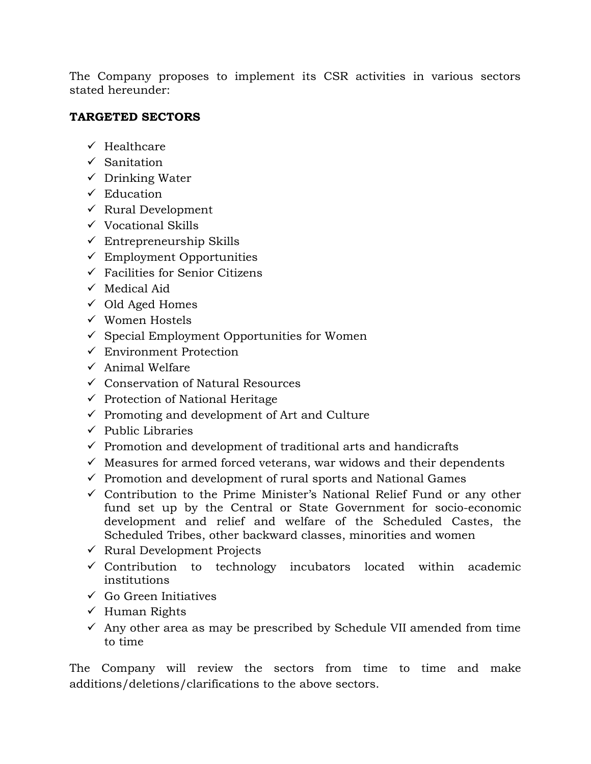The Company proposes to implement its CSR activities in various sectors stated hereunder:

**TARGETED SECTORS**

- ✓ Healthcare
- ✓ Sanitation
- ✓ Drinking Water
- ✓ Education
- ✓ Rural Development
- ✓ Vocational Skills
- ✓ Entrepreneurship Skills
- ✓ Employment Opportunities
- ✓ Facilities for Senior Citizens
- ✓ Medical Aid
- ✓ Old Aged Homes
- ✓ Women Hostels
- ✓ Special Employment Opportunities for Women
- ✓ Environment Protection
- ✓ Animal Welfare
- ✓ Conservation of Natural Resources
- ✓ Protection of National Heritage
- ✓ Promoting and development of Art and Culture
- ✓ Public Libraries
- ✓ Promotion and development of traditional arts and handicrafts
- ✓ Measures for armed forced veterans, war widows and their dependents
- ✓ Promotion and development of rural sports and National Games
- ✓ Contribution to the Prime Minister's National Relief Fund or any other fund set up by the Central or State Government for socio-economic development and relief and welfare of the Scheduled Castes, the Scheduled Tribes, other backward classes, minorities and women
- ✓ Rural Development Projects
- ✓ Contribution to technology incubators located within academic institutions
- ✓ Go Green Initiatives
- ✓ Human Rights
- ✓ Any other area as may be prescribed by Schedule VII amended from time to time

The Company will review the sectors from time to time and make additions/deletions/clarifications to the above sectors.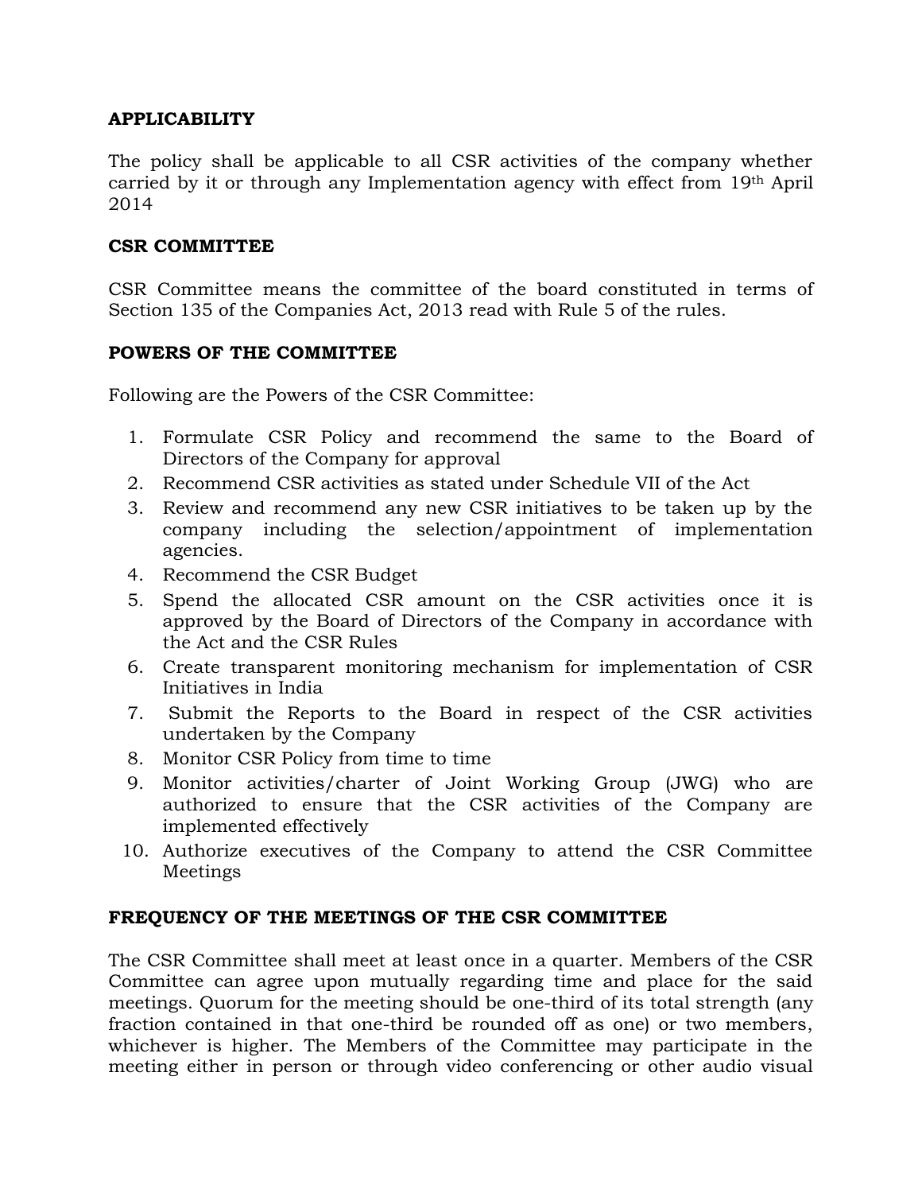**APPLICABILITY**

The policy shall be applicable to all CSR activities of the company whether carried by it or through any Implementation agency with effect from 19th April 2014

**CSR COMMITTEE**

CSR Committee means the committee of the board constituted in terms of Section 135 of the Companies Act, 2013 read with Rule 5 of the rules.

**POWERS OF THE COMMITTEE**

Following are the Powers of the CSR Committee:

1. Formulate CSR Policy and recommend the same to the Board of Directors of the Company for approval
2. Recommend CSR activities as stated under Schedule VII of the Act
3. Review and recommend any new CSR initiatives to be taken up by the company including the selection/appointment of implementation agencies.
4. Recommend the CSR Budget
5. Spend the allocated CSR amount on the CSR activities once it is approved by the Board of Directors of the Company in accordance with the Act and the CSR Rules
6. Create transparent monitoring mechanism for implementation of CSR Initiatives in India
7. Submit the Reports to the Board in respect of the CSR activities undertaken by the Company
8. Monitor CSR Policy from time to time
9. Monitor activities/charter of Joint Working Group (JWG) who are authorized to ensure that the CSR activities of the Company are implemented effectively
10. Authorize executives of the Company to attend the CSR Committee Meetings

**FREQUENCY OF THE MEETINGS OF THE CSR COMMITTEE**

The CSR Committee shall meet at least once in a quarter. Members of the CSR Committee can agree upon mutually regarding time and place for the said meetings. Quorum for the meeting should be one-third of its total strength (any fraction contained in that one-third be rounded off as one) or two members, whichever is higher. The Members of the Committee may participate in the meeting either in person or through video conferencing or other audio visual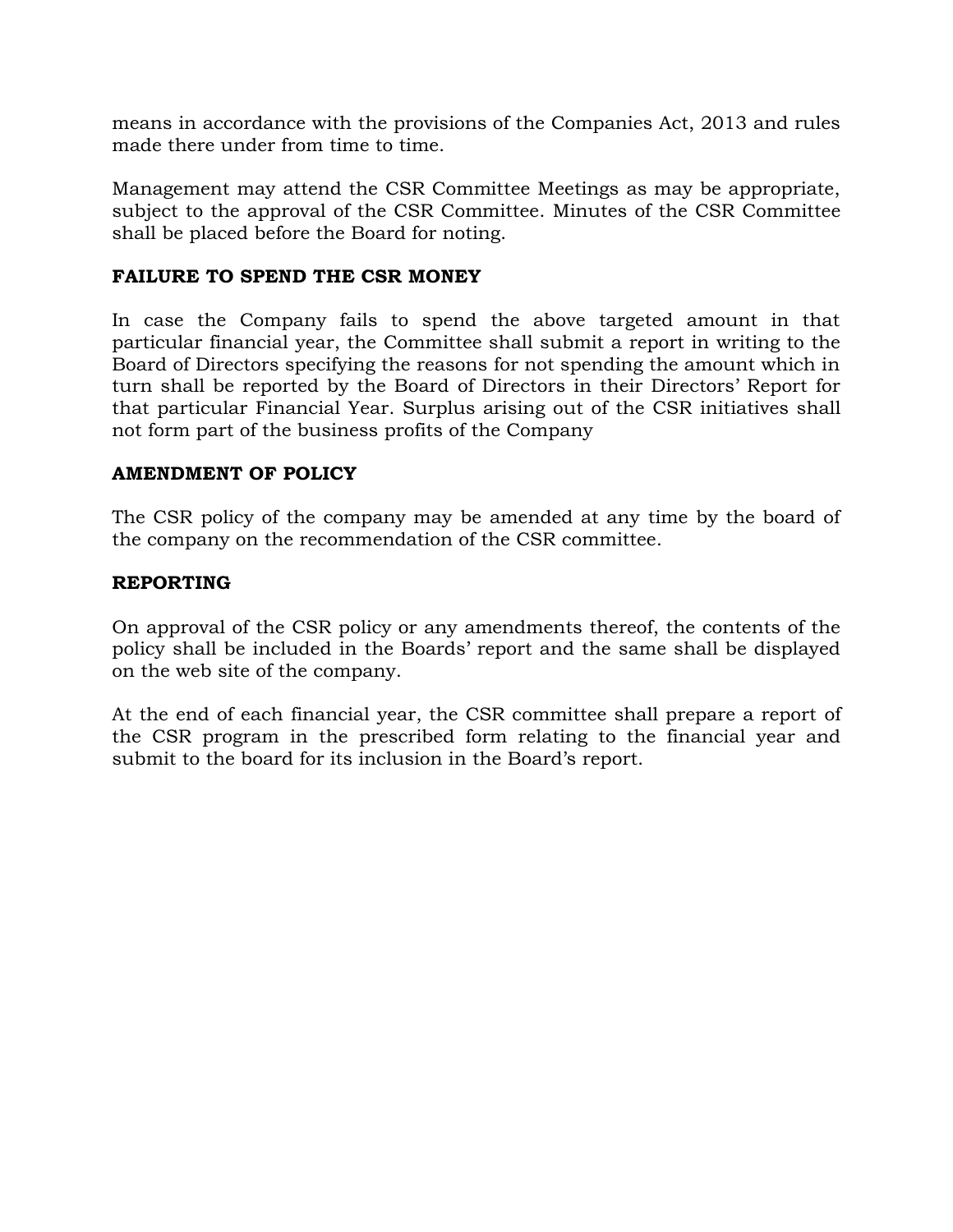means in accordance with the provisions of the Companies Act, 2013 and rules made there under from time to time.

Management may attend the CSR Committee Meetings as may be appropriate, subject to the approval of the CSR Committee. Minutes of the CSR Committee shall be placed before the Board for noting.

**FAILURE TO SPEND THE CSR MONEY**

In case the Company fails to spend the above targeted amount in that particular financial year, the Committee shall submit a report in writing to the Board of Directors specifying the reasons for not spending the amount which in turn shall be reported by the Board of Directors in their Directors' Report for that particular Financial Year. Surplus arising out of the CSR initiatives shall not form part of the business profits of the Company

**AMENDMENT OF POLICY**

The CSR policy of the company may be amended at any time by the board of the company on the recommendation of the CSR committee.

**REPORTING**

On approval of the CSR policy or any amendments thereof, the contents of the policy shall be included in the Boards' report and the same shall be displayed on the web site of the company.

At the end of each financial year, the CSR committee shall prepare a report of the CSR program in the prescribed form relating to the financial year and submit to the board for its inclusion in the Board's report.